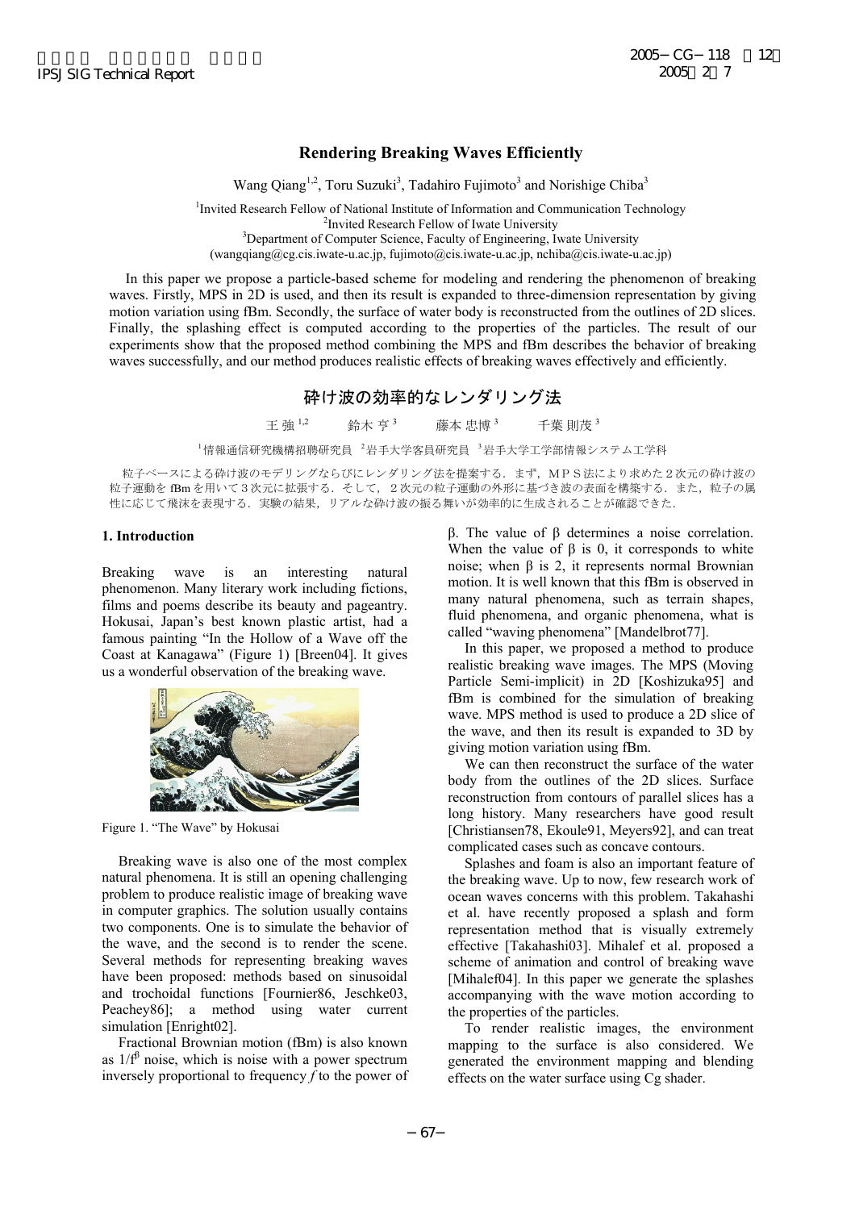# Rendering Breaking Waves Efficiently

Wang Qiang[1,2], Toru Suzuki[3], Tadahiro Fujimoto[3] and Norishige Chiba[3]

[1]Invited Research Fellow of National Institute of Information and Communication Technology
[2]Invited Research Fellow of Iwate University
[3]Department of Computer Science, Faculty of Engineering, Iwate University
(wangqiang@cg.cis.iwate-u.ac.jp, fujimoto@cis.iwate-u.ac.jp, nchiba@cis.iwate-u.ac.jp)

In this paper we propose a particle-based scheme for modeling and rendering the phenomenon of breaking waves. Firstly, MPS in 2D is used, and then its result is expanded to three-dimension representation by giving motion variation using fBm. Secondly, the surface of water body is reconstructed from the outlines of 2D slices. Finally, the splashing effect is computed according to the properties of the particles. The result of our experiments show that the proposed method combining the MPS and fBm describes the behavior of breaking waves successfully, and our method produces realistic effects of breaking waves effectively and efficiently.

# 砕け波の効率的なレンダリング法

王 強[1,2]　　鈴木 亨[3]　　藤本 忠博[3]　　千葉 則茂[3]

[1]情報通信研究機構招聘研究員 [2]岩手大学客員研究員 [3]岩手大学工学部情報システム工学科

粒子ベースによる砕け波のモデリングならびにレンダリング法を提案する．まず，ＭＰＳ法により求めた２次元の砕け波の粒子運動を fBm を用いて３次元に拡張する．そして，２次元の粒子運動の外形に基づき波の表面を構築する．また，粒子の属性に応じて飛沫を表現する．実験の結果，リアルな砕け波の振る舞いが効率的に生成されることが確認できた．

## 1. Introduction

Breaking wave is an interesting natural phenomenon. Many literary work including fictions, films and poems describe its beauty and pageantry. Hokusai, Japan's best known plastic artist, had a famous painting "In the Hollow of a Wave off the Coast at Kanagawa" (Figure 1) [Breen04]. It gives us a wonderful observation of the breaking wave.

Figure 1. "The Wave" by Hokusai

Breaking wave is also one of the most complex natural phenomena. It is still an opening challenging problem to produce realistic image of breaking wave in computer graphics. The solution usually contains two components. One is to simulate the behavior of the wave, and the second is to render the scene. Several methods for representing breaking waves have been proposed: methods based on sinusoidal and trochoidal functions [Fournier86, Jeschke03, Peachey86]; a method using water current simulation [Enright02].

Fractional Brownian motion (fBm) is also known as $1/f^{\beta}$ noise, which is noise with a power spectrum inversely proportional to frequency $f$ to the power of $\beta$. The value of $\beta$ determines a noise correlation. When the value of $\beta$ is 0, it corresponds to white noise; when $\beta$ is 2, it represents normal Brownian motion. It is well known that this fBm is observed in many natural phenomena, such as terrain shapes, fluid phenomena, and organic phenomena, what is called "waving phenomena" [Mandelbrot77].

In this paper, we proposed a method to produce realistic breaking wave images. The MPS (Moving Particle Semi-implicit) in 2D [Koshizuka95] and fBm is combined for the simulation of breaking wave. MPS method is used to produce a 2D slice of the wave, and then its result is expanded to 3D by giving motion variation using fBm.

We can then reconstruct the surface of the water body from the outlines of the 2D slices. Surface reconstruction from contours of parallel slices has a long history. Many researchers have good result [Christiansen78, Ekoule91, Meyers92], and can treat complicated cases such as concave contours.

Splashes and foam is also an important feature of the breaking wave. Up to now, few research work of ocean waves concerns with this problem. Takahashi et al. have recently proposed a splash and form representation method that is visually extremely effective [Takahashi03]. Mihalef et al. proposed a scheme of animation and control of breaking wave [Mihalef04]. In this paper we generate the splashes accompanying with the wave motion according to the properties of the particles.

To render realistic images, the environment mapping to the surface is also considered. We generated the environment mapping and blending effects on the water surface using Cg shader.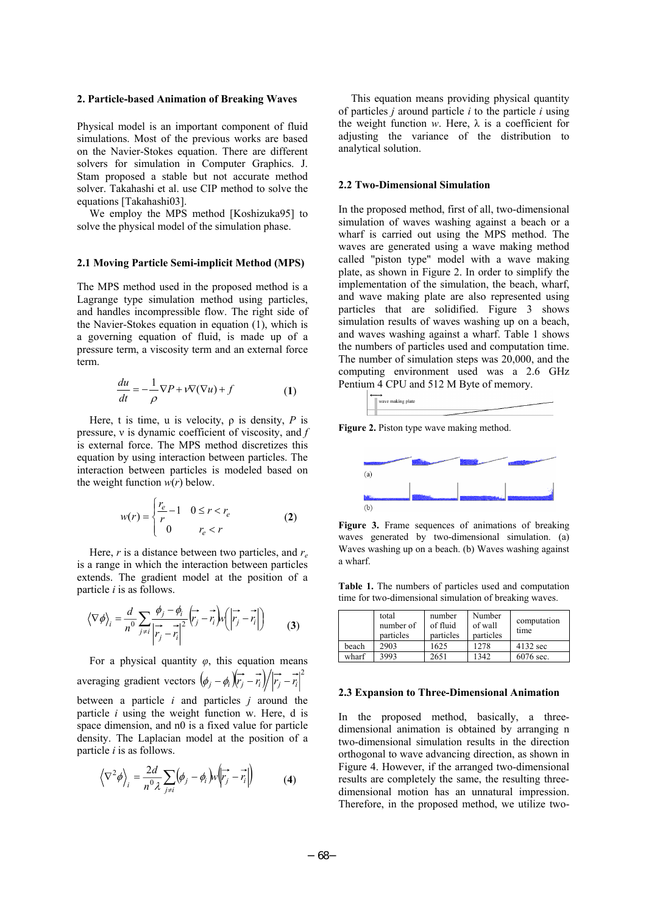## 2. Particle-based Animation of Breaking Waves

Physical model is an important component of fluid simulations. Most of the previous works are based on the Navier-Stokes equation. There are different solvers for simulation in Computer Graphics. J. Stam proposed a stable but not accurate method solver. Takahashi et al. use CIP method to solve the equations [Takahashi03].

We employ the MPS method [Koshizuka95] to solve the physical model of the simulation phase.

### 2.1 Moving Particle Semi-implicit Method (MPS)

The MPS method used in the proposed method is a Lagrange type simulation method using particles, and handles incompressible flow. The right side of the Navier-Stokes equation in equation (1), which is a governing equation of fluid, is made up of a pressure term, a viscosity term and an external force term.

$$\frac{du}{dt} = -\frac{1}{\rho}\nabla P + \nu\nabla(\nabla u) + f \tag{1}$$

Here, t is time, u is velocity, ρ is density, $P$ is pressure, ν is dynamic coefficient of viscosity, and $f$ is external force. The MPS method discretizes this equation by using interaction between particles. The interaction between particles is modeled based on the weight function $w(r)$ below.

$$w(r) = \begin{cases} \frac{r_e}{r} - 1 & 0 \le r < r_e \\ 0 & r_e < r \end{cases} \tag{2}$$

Here, $r$ is a distance between two particles, and $r_e$ is a range in which the interaction between particles extends. The gradient model at the position of a particle $i$ is as follows.

$$\langle \nabla \phi \rangle_i = \frac{d}{n^0} \sum_{j \ne i} \frac{\phi_j - \phi_i}{\left| \vec{r_j} - \vec{r_i} \right|^2} \left( \vec{r_j} - \vec{r_i} \right) w\left( \left| \vec{r_j} - \vec{r_i} \right| \right) \tag{3}$$

For a physical quantity $\varphi$, this equation means averaging gradient vectors $\left(\phi_j - \phi_i\right)\left(\vec{r_j} - \vec{r_i}\right) / \left|\vec{r_j} - \vec{r_i}\right|^2$ between a particle $i$ and particles $j$ around the particle $i$ using the weight function w. Here, d is space dimension, and n0 is a fixed value for particle density. The Laplacian model at the position of a particle $i$ is as follows.

$$\left\langle \nabla^2 \phi \right\rangle_i = \frac{2d}{n^0 \lambda} \sum_{j \ne i} \left(\phi_j - \phi_i\right) w\left( \left| \vec{r_j} - \vec{r_i} \right| \right) \tag{4}$$

This equation means providing physical quantity of particles $j$ around particle $i$ to the particle $i$ using the weight function $w$. Here, λ is a coefficient for adjusting the variance of the distribution to analytical solution.

### 2.2 Two-Dimensional Simulation

In the proposed method, first of all, two-dimensional simulation of waves washing against a beach or a wharf is carried out using the MPS method. The waves are generated using a wave making method called "piston type" model with a wave making plate, as shown in Figure 2. In order to simplify the implementation of the simulation, the beach, wharf, and wave making plate are also represented using particles that are solidified. Figure 3 shows simulation results of waves washing up on a beach, and waves washing against a wharf. Table 1 shows the numbers of particles used and computation time. The number of simulation steps was 20,000, and the computing environment used was a 2.6 GHz Pentium 4 CPU and 512 M Byte of memory.

**Figure 2.** Piston type wave making method.

**Figure 3.** Frame sequences of animations of breaking waves generated by two-dimensional simulation. (a) Waves washing up on a beach. (b) Waves washing against a wharf.

**Table 1.** The numbers of particles used and computation time for two-dimensional simulation of breaking waves.

| | total number of particles | number of fluid particles | Number of wall particles | computation time |
|---|---|---|---|---|
| beach | 2903 | 1625 | 1278 | 4132 sec |
| wharf | 3993 | 2651 | 1342 | 6076 sec. |

### 2.3 Expansion to Three-Dimensional Animation

In the proposed method, basically, a three-dimensional animation is obtained by arranging n two-dimensional simulation results in the direction orthogonal to wave advancing direction, as shown in Figure 4. However, if the arranged two-dimensional results are completely the same, the resulting three-dimensional motion has an unnatural impression. Therefore, in the proposed method, we utilize two-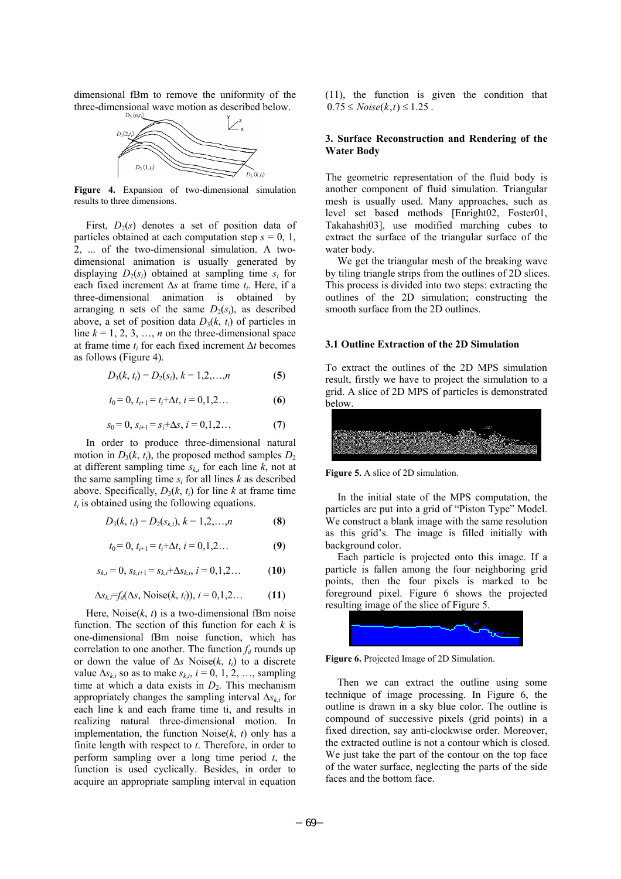dimensional fBm to remove the uniformity of the three-dimensional wave motion as described below.

**Figure 4.** Expansion of two-dimensional simulation results to three dimensions.

First, $D_2(s)$ denotes a set of position data of particles obtained at each computation step $s = 0, 1, 2, ...$ of the two-dimensional simulation. A two-dimensional animation is usually generated by displaying $D_2(s_i)$ obtained at sampling time $s_i$ for each fixed increment $\Delta s$ at frame time $t_i$. Here, if a three-dimensional animation is obtained by arranging n sets of the same $D_2(s_i)$, as described above, a set of position data $D_3(k, t_i)$ of particles in line $k = 1, 2, 3, \ldots, n$ on the three-dimensional space at frame time $t_i$ for each fixed increment $\Delta t$ becomes as follows (Figure 4).

$$D_3(k, t_i) = D_2(s_i),\ k = 1,2,\ldots,n \qquad (5)$$

$$t_0 = 0,\ t_{i+1} = t_i + \Delta t,\ i = 0,1,2\ldots \qquad (6)$$

$$s_0 = 0,\ s_{i+1} = s_i + \Delta s,\ i = 0,1,2\ldots \qquad (7)$$

In order to produce three-dimensional natural motion in $D_3(k, t_i)$, the proposed method samples $D_2$ at different sampling time $s_{k,i}$ for each line $k$, not at the same sampling time $s_i$ for all lines $k$ as described above. Specifically, $D_3(k, t_i)$ for line $k$ at frame time $t_i$ is obtained using the following equations.

$$D_3(k, t_i) = D_2(s_{k,i}),\ k = 1,2,\ldots,n \qquad (8)$$

$$t_0 = 0,\ t_{i+1} = t_i + \Delta t,\ i = 0,1,2\ldots \qquad (9)$$

$$s_{k,i} = 0,\ s_{k,i+1} = s_{k,i} + \Delta s_{k,i},\ i = 0,1,2\ldots \qquad (10)$$

$$\Delta s_{k,i} = f_d(\Delta s, \text{Noise}(k, t_i)),\ i = 0,1,2\ldots \qquad (11)$$

Here, Noise($k$, $t$) is a two-dimensional fBm noise function. The section of this function for each $k$ is one-dimensional fBm noise function, which has correlation to one another. The function $f_d$ rounds up or down the value of $\Delta s$ Noise($k$, $t_i$) to a discrete value $\Delta s_{k,i}$ so as to make $s_{k,i}$, $i = 0, 1, 2, \ldots$, sampling time at which a data exists in $D_2$. This mechanism appropriately changes the sampling interval $\Delta s_{k,i}$ for each line k and each frame time ti, and results in realizing natural three-dimensional motion. In implementation, the function Noise($k$, $t$) only has a finite length with respect to $t$. Therefore, in order to perform sampling over a long time period $t$, the function is used cyclically. Besides, in order to acquire an appropriate sampling interval in equation (11), the function is given the condition that $0.75 \le Noise(k,t) \le 1.25$.

## 3. Surface Reconstruction and Rendering of the Water Body

The geometric representation of the fluid body is another component of fluid simulation. Triangular mesh is usually used. Many approaches, such as level set based methods [Enright02, Foster01, Takahashi03], use modified marching cubes to extract the surface of the triangular surface of the water body.

We get the triangular mesh of the breaking wave by tiling triangle strips from the outlines of 2D slices. This process is divided into two steps: extracting the outlines of the 2D simulation; constructing the smooth surface from the 2D outlines.

### 3.1 Outline Extraction of the 2D Simulation

To extract the outlines of the 2D MPS simulation result, firstly we have to project the simulation to a grid. A slice of 2D MPS of particles is demonstrated below.

**Figure 5.** A slice of 2D simulation.

In the initial state of the MPS computation, the particles are put into a grid of "Piston Type" Model. We construct a blank image with the same resolution as this grid's. The image is filled initially with background color.

Each particle is projected onto this image. If a particle is fallen among the four neighboring grid points, then the four pixels is marked to be foreground pixel. Figure 6 shows the projected resulting image of the slice of Figure 5.

**Figure 6.** Projected Image of 2D Simulation.

Then we can extract the outline using some technique of image processing. In Figure 6, the outline is drawn in a sky blue color. The outline is compound of successive pixels (grid points) in a fixed direction, say anti-clockwise order. Moreover, the extracted outline is not a contour which is closed. We just take the part of the contour on the top face of the water surface, neglecting the parts of the side faces and the bottom face.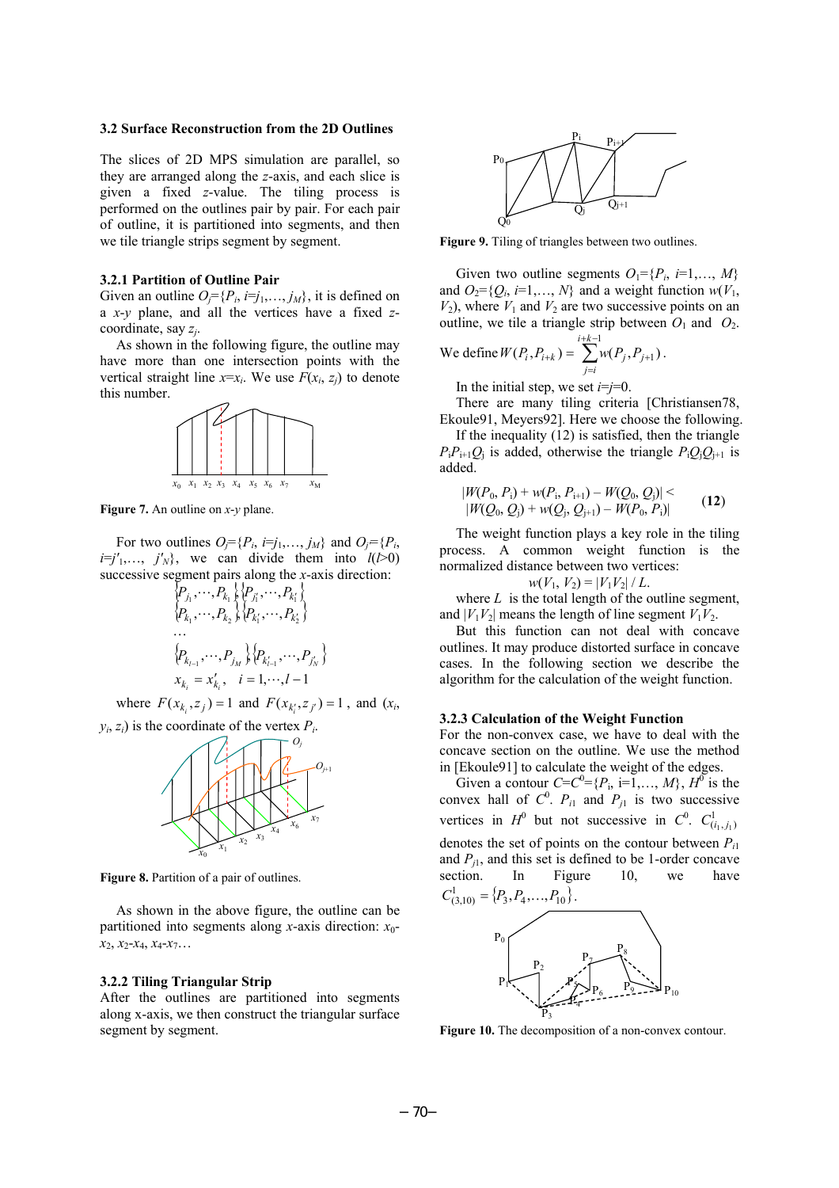### 3.2 Surface Reconstruction from the 2D Outlines

The slices of 2D MPS simulation are parallel, so they are arranged along the $z$-axis, and each slice is given a fixed $z$-value. The tiling process is performed on the outlines pair by pair. For each pair of outline, it is partitioned into segments, and then we tile triangle strips segment by segment.

#### 3.2.1 Partition of Outline Pair

Given an outline $O_j=\{P_i, i=j_1,\ldots, j_M\}$, it is defined on a $x$-$y$ plane, and all the vertices have a fixed $z$-coordinate, say $z_j$.

As shown in the following figure, the outline may have more than one intersection points with the vertical straight line $x=x_i$. We use $F(x_i, z_j)$ to denote this number.

**Figure 7.** An outline on $x$-$y$ plane.

For two outlines $O_j=\{P_i, i=j_1,\ldots, j_M\}$ and $O_{j'}=\{P_i, i=j'_1,\ldots, j'_N\}$, we can divide them into $l$($l$>0) successive segment pairs along the $x$-axis direction:

$$\{P_{j_1},\cdots,P_{k_1}\}\{P_{j'_1},\cdots,P_{k'_1}\}$$
$$\{P_{k_1},\cdots,P_{k_2}\}\{P_{k'_1},\cdots,P_{k'_2}\}$$
$$\ldots$$
$$\{P_{k_{l-1}},\cdots,P_{j_M}\}\{P_{k'_{l-1}},\cdots,P_{j'_N}\}$$
$$x_{k_i}=x'_{k_i},\quad i=1,\cdots,l-1$$

where $F(x_{k_i},z_j)=1$ and $F(x_{k'_i},z_{j'})=1$, and $(x_i, y_i, z_i)$ is the coordinate of the vertex $P_i$.

**Figure 8.** Partition of a pair of outlines.

As shown in the above figure, the outline can be partitioned into segments along $x$-axis direction: $x_0$-$x_2$, $x_2$-$x_4$, $x_4$-$x_7$…

#### 3.2.2 Tiling Triangular Strip

After the outlines are partitioned into segments along x-axis, we then construct the triangular surface segment by segment.

**Figure 9.** Tiling of triangles between two outlines.

Given two outline segments $O_1=\{P_i, i=1,\ldots, M\}$ and $O_2=\{Q_i, i=1,\ldots, N\}$ and a weight function $w(V_1, V_2)$, where $V_1$ and $V_2$ are two successive points on an outline, we tile a triangle strip between $O_1$ and $O_2$.

We define $W(P_i,P_{i+k})=\sum_{j=i}^{i+k-1} w(P_j,P_{j+1})$.

In the initial step, we set $i$=$j$=0.

There are many tiling criteria [Christiansen78, Ekoule91, Meyers92]. Here we choose the following.

If the inequality (12) is satisfied, then the triangle $P_iP_{i+1}Q_j$ is added, otherwise the triangle $P_iQ_jQ_{j+1}$ is added.

$$|W(P_0, P_i) + w(P_i, P_{i+1}) - W(Q_0, Q_j)| < |W(Q_0, Q_j) + w(Q_j, Q_{j+1}) - W(P_0, P_i)| \qquad \textbf{(12)}$$

The weight function plays a key role in the tiling process. A common weight function is the normalized distance between two vertices:

$$w(V_1, V_2) = |V_1V_2| / L.$$

where $L$ is the total length of the outline segment, and $|V_1V_2|$ means the length of line segment $V_1V_2$.

But this function can not deal with concave outlines. It may produce distorted surface in concave cases. In the following section we describe the algorithm for the calculation of the weight function.

#### 3.2.3 Calculation of the Weight Function

For the non-convex case, we have to deal with the concave section on the outline. We use the method in [Ekoule91] to calculate the weight of the edges.

Given a contour $C$=$C^0$=$\{P_i$, i=1,…, $M\}$, $H^0$ is the convex hall of $C^0$. $P_{i1}$ and $P_{j1}$ is two successive vertices in $H^0$ but not successive in $C^0$. $C^1_{(i_1,j_1)}$ denotes the set of points on the contour between $P_{i1}$ and $P_{j1}$, and this set is defined to be 1-order concave section. In Figure 10, we have $C^1_{(3,10)}=\{P_3,P_4,\ldots,P_{10}\}$.

**Figure 10.** The decomposition of a non-convex contour.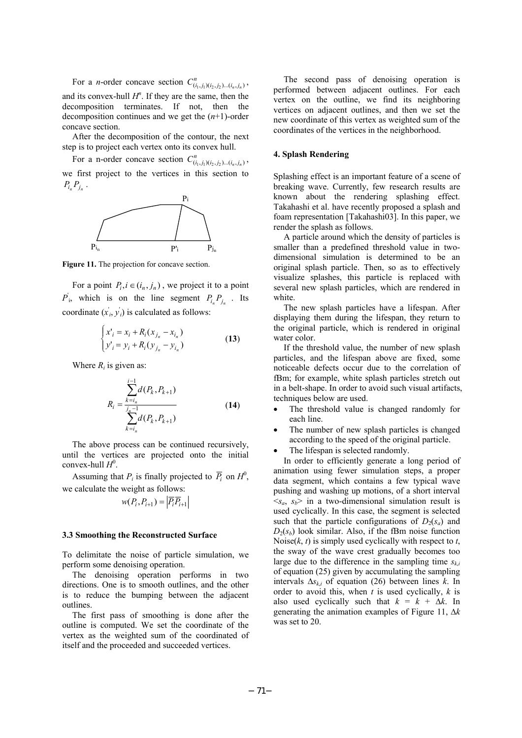For a *n*-order concave section $C^n_{(i_1,j_1)(i_2,j_2)\ldots(i_n,j_n)}$, and its convex-hull $H^n$. If they are the same, then the decomposition terminates. If not, then the decomposition continues and we get the (*n*+1)-order concave section.

After the decomposition of the contour, the next step is to project each vertex onto its convex hull.

For a n-order concave section $C^n_{(i_1,j_1)(i_2,j_2)\ldots(i_n,j_n)}$, we first project to the vertices in this section to $P_{i_n}P_{j_n}$.

**Figure 11.** The projection for concave section.

For a point $P_i, i \in (i_n, j_n)$, we project it to a point $P'_i$, which is on the line segment $P_{i_n}P_{j_n}$. Its coordinate $(x'_i, y'_i)$ is calculated as follows:

$$\begin{cases} x'_i = x_i + R_i(x_{j_n} - x_{i_n}) \\ y'_i = y_i + R_i(y_{j_n} - y_{i_n}) \end{cases} \quad (\mathbf{13})$$

Where $R_i$ is given as:

$$R_i = \frac{\sum_{k=i_n}^{i-1} d(P_k, P_{k+1})}{\sum_{k=i_n}^{j_n-1} d(P_k, P_{k+1})} \quad (\mathbf{14})$$

The above process can be continued recursively, until the vertices are projected onto the initial convex-hull $H^0$.

Assuming that $P_i$ is finally projected to $\overline{P_i}$ on $H^0$, we calculate the weight as follows:

$$w(P_i, P_{i+1}) = \left|\overline{P_i}\overline{P_{i+1}}\right|$$

### 3.3 Smoothing the Reconstructed Surface

To delimitate the noise of particle simulation, we perform some denoising operation.

The denoising operation performs in two directions. One is to smooth outlines, and the other is to reduce the bumping between the adjacent outlines.

The first pass of smoothing is done after the outline is computed. We set the coordinate of the vertex as the weighted sum of the coordinated of itself and the proceeded and succeeded vertices.

The second pass of denoising operation is performed between adjacent outlines. For each vertex on the outline, we find its neighboring vertices on adjacent outlines, and then we set the new coordinate of this vertex as weighted sum of the coordinates of the vertices in the neighborhood.

## 4. Splash Rendering

Splashing effect is an important feature of a scene of breaking wave. Currently, few research results are known about the rendering splashing effect. Takahashi et al. have recently proposed a splash and foam representation [Takahashi03]. In this paper, we render the splash as follows.

A particle around which the density of particles is smaller than a predefined threshold value in two-dimensional simulation is determined to be an original splash particle. Then, so as to effectively visualize splashes, this particle is replaced with several new splash particles, which are rendered in white.

The new splash particles have a lifespan. After displaying them during the lifespan, they return to the original particle, which is rendered in original water color.

If the threshold value, the number of new splash particles, and the lifespan above are fixed, some noticeable defects occur due to the correlation of fBm; for example, white splash particles stretch out in a belt-shape. In order to avoid such visual artifacts, techniques below are used.

- The threshold value is changed randomly for each line.
- The number of new splash particles is changed according to the speed of the original particle.
- The lifespan is selected randomly.

In order to efficiently generate a long period of animation using fewer simulation steps, a proper data segment, which contains a few typical wave pushing and washing up motions, of a short interval $<s_a, s_b>$ in a two-dimensional simulation result is used cyclically. In this case, the segment is selected such that the particle configurations of $D_2(s_a)$ and $D_2(s_b)$ look similar. Also, if the fBm noise function Noise($k$, $t$) is simply used cyclically with respect to $t$, the sway of the wave crest gradually becomes too large due to the difference in the sampling time $s_{k,i}$ of equation (25) given by accumulating the sampling intervals $\Delta s_{k,i}$ of equation (26) between lines $k$. In order to avoid this, when $t$ is used cyclically, $k$ is also used cyclically such that $k = k + \Delta k$. In generating the animation examples of Figure 11, $\Delta k$ was set to 20.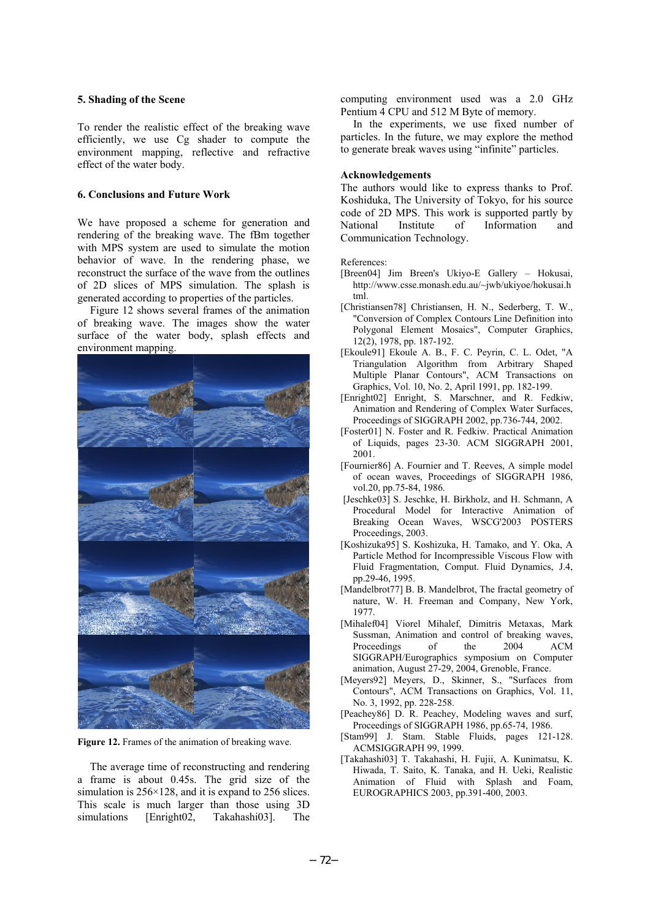## 5. Shading of the Scene

To render the realistic effect of the breaking wave efficiently, we use Cg shader to compute the environment mapping, reflective and refractive effect of the water body.

## 6. Conclusions and Future Work

We have proposed a scheme for generation and rendering of the breaking wave. The fBm together with MPS system are used to simulate the motion behavior of wave. In the rendering phase, we reconstruct the surface of the wave from the outlines of 2D slices of MPS simulation. The splash is generated according to properties of the particles.

Figure 12 shows several frames of the animation of breaking wave. The images show the water surface of the water body, splash effects and environment mapping.

**Figure 12.** Frames of the animation of breaking wave.

The average time of reconstructing and rendering a frame is about 0.45s. The grid size of the simulation is 256×128, and it is expand to 256 slices. This scale is much larger than those using 3D simulations [Enright02, Takahashi03]. The computing environment used was a 2.0 GHz Pentium 4 CPU and 512 M Byte of memory.

In the experiments, we use fixed number of particles. In the future, we may explore the method to generate break waves using "infinite" particles.

**Acknowledgements**

The authors would like to express thanks to Prof. Koshiduka, The University of Tokyo, for his source code of 2D MPS. This work is supported partly by National Institute of Information and Communication Technology.

References:

[Breen04] Jim Breen's Ukiyo-E Gallery – Hokusai, http://www.csse.monash.edu.au/~jwb/ukiyoe/hokusai.html.

[Christiansen78] Christiansen, H. N., Sederberg, T. W., "Conversion of Complex Contours Line Definition into Polygonal Element Mosaics", Computer Graphics, 12(2), 1978, pp. 187-192.

[Ekoule91] Ekoule A. B., F. C. Peyrin, C. L. Odet, "A Triangulation Algorithm from Arbitrary Shaped Multiple Planar Contours", ACM Transactions on Graphics, Vol. 10, No. 2, April 1991, pp. 182-199.

[Enright02] Enright, S. Marschner, and R. Fedkiw, Animation and Rendering of Complex Water Surfaces, Proceedings of SIGGRAPH 2002, pp.736-744, 2002.

[Foster01] N. Foster and R. Fedkiw. Practical Animation of Liquids, pages 23-30. ACM SIGGRAPH 2001, 2001.

[Fournier86] A. Fournier and T. Reeves, A simple model of ocean waves, Proceedings of SIGGRAPH 1986, vol.20, pp.75-84, 1986.

[Jeschke03] S. Jeschke, H. Birkholz, and H. Schmann, A Procedural Model for Interactive Animation of Breaking Ocean Waves, WSCG'2003 POSTERS Proceedings, 2003.

[Koshizuka95] S. Koshizuka, H. Tamako, and Y. Oka, A Particle Method for Incompressible Viscous Flow with Fluid Fragmentation, Comput. Fluid Dynamics, J.4, pp.29-46, 1995.

[Mandelbrot77] B. B. Mandelbrot, The fractal geometry of nature, W. H. Freeman and Company, New York, 1977.

[Mihalef04] Viorel Mihalef, Dimitris Metaxas, Mark Sussman, Animation and control of breaking waves, Proceedings of the 2004 ACM SIGGRAPH/Eurographics symposium on Computer animation, August 27-29, 2004, Grenoble, France.

[Meyers92] Meyers, D., Skinner, S., "Surfaces from Contours", ACM Transactions on Graphics, Vol. 11, No. 3, 1992, pp. 228-258.

[Peachey86] D. R. Peachey, Modeling waves and surf, Proceedings of SIGGRAPH 1986, pp.65-74, 1986.

[Stam99] J. Stam. Stable Fluids, pages 121-128. ACMSIGGRAPH 99, 1999.

[Takahashi03] T. Takahashi, H. Fujii, A. Kunimatsu, K. Hiwada, T. Saito, K. Tanaka, and H. Ueki, Realistic Animation of Fluid with Splash and Foam, EUROGRAPHICS 2003, pp.391-400, 2003.